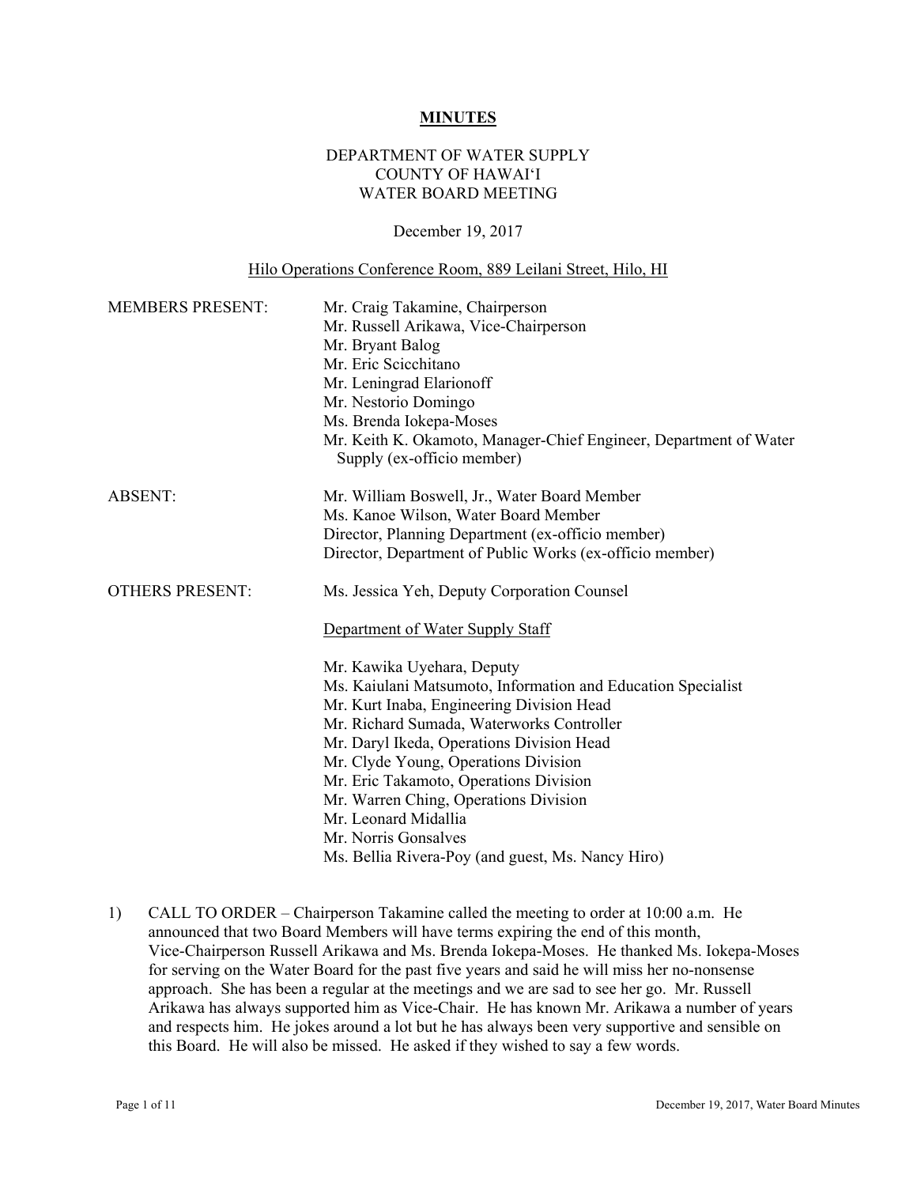# MINUTES

DEPARTMENT OF WATER SUPPLY
COUNTY OF HAWAI'I
WATER BOARD MEETING

December 19, 2017

Hilo Operations Conference Room, 889 Leilani Street, Hilo, HI

| | |
|---|---|
| MEMBERS PRESENT: | Mr. Craig Takamine, Chairperson<br>Mr. Russell Arikawa, Vice-Chairperson<br>Mr. Bryant Balog<br>Mr. Eric Scicchitano<br>Mr. Leningrad Elarionoff<br>Mr. Nestorio Domingo<br>Ms. Brenda Iokepa-Moses<br>Mr. Keith K. Okamoto, Manager-Chief Engineer, Department of Water Supply (ex-officio member) |
| ABSENT: | Mr. William Boswell, Jr., Water Board Member<br>Ms. Kanoe Wilson, Water Board Member<br>Director, Planning Department (ex-officio member)<br>Director, Department of Public Works (ex-officio member) |
| OTHERS PRESENT: | Ms. Jessica Yeh, Deputy Corporation Counsel<br><br>Department of Water Supply Staff<br><br>Mr. Kawika Uyehara, Deputy<br>Ms. Kaiulani Matsumoto, Information and Education Specialist<br>Mr. Kurt Inaba, Engineering Division Head<br>Mr. Richard Sumada, Waterworks Controller<br>Mr. Daryl Ikeda, Operations Division Head<br>Mr. Clyde Young, Operations Division<br>Mr. Eric Takamoto, Operations Division<br>Mr. Warren Ching, Operations Division<br>Mr. Leonard Midallia<br>Mr. Norris Gonsalves<br>Ms. Bellia Rivera-Poy (and guest, Ms. Nancy Hiro) |

1) CALL TO ORDER – Chairperson Takamine called the meeting to order at 10:00 a.m. He announced that two Board Members will have terms expiring the end of this month, Vice-Chairperson Russell Arikawa and Ms. Brenda Iokepa-Moses. He thanked Ms. Iokepa-Moses for serving on the Water Board for the past five years and said he will miss her no-nonsense approach. She has been a regular at the meetings and we are sad to see her go. Mr. Russell Arikawa has always supported him as Vice-Chair. He has known Mr. Arikawa a number of years and respects him. He jokes around a lot but he has always been very supportive and sensible on this Board. He will also be missed. He asked if they wished to say a few words.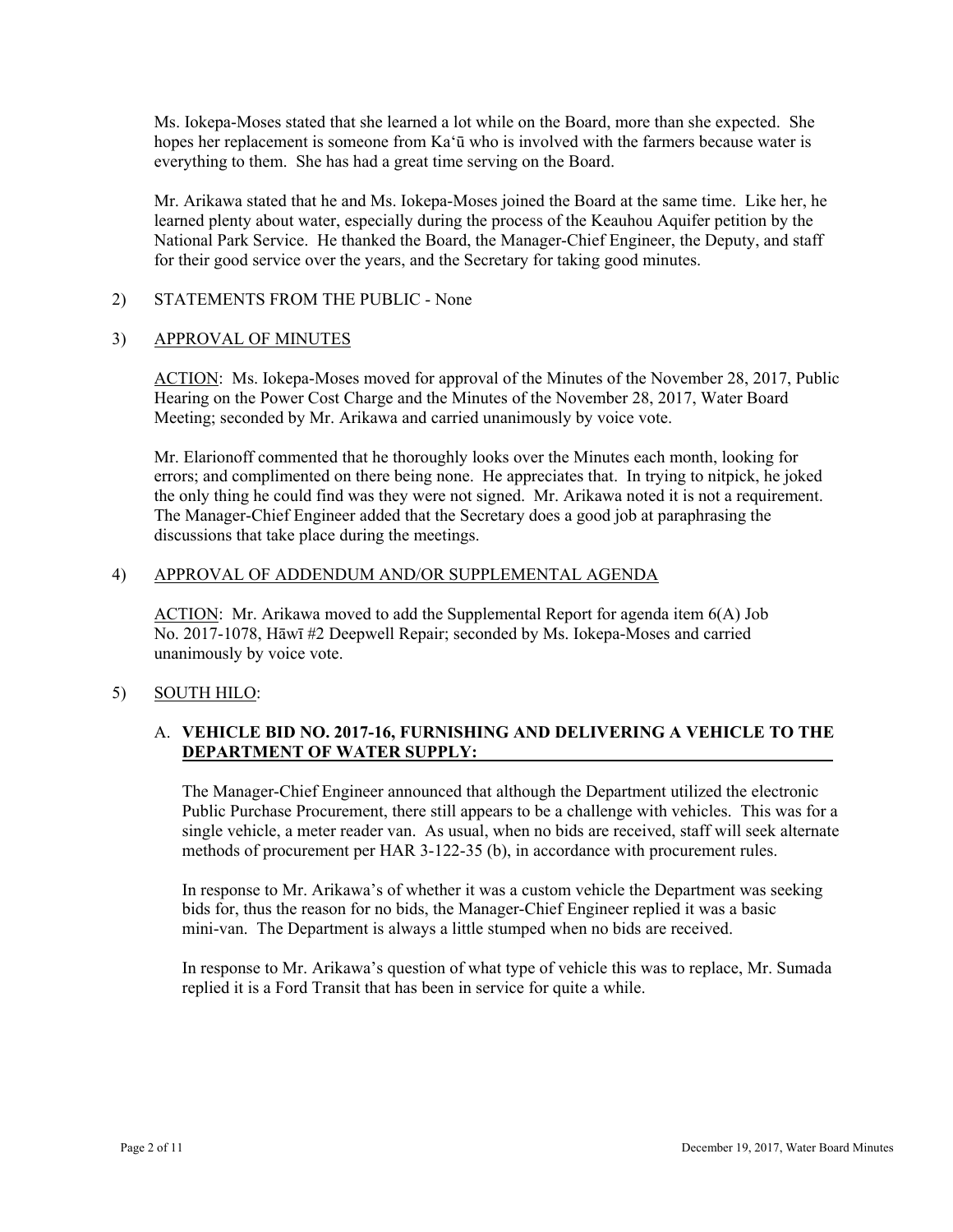Ms. Iokepa-Moses stated that she learned a lot while on the Board, more than she expected. She hopes her replacement is someone from Ka'ū who is involved with the farmers because water is everything to them. She has had a great time serving on the Board.

Mr. Arikawa stated that he and Ms. Iokepa-Moses joined the Board at the same time. Like her, he learned plenty about water, especially during the process of the Keauhou Aquifer petition by the National Park Service. He thanked the Board, the Manager-Chief Engineer, the Deputy, and staff for their good service over the years, and the Secretary for taking good minutes.

2) STATEMENTS FROM THE PUBLIC - None

3) <u>APPROVAL OF MINUTES</u>

<u>ACTION</u>: Ms. Iokepa-Moses moved for approval of the Minutes of the November 28, 2017, Public Hearing on the Power Cost Charge and the Minutes of the November 28, 2017, Water Board Meeting; seconded by Mr. Arikawa and carried unanimously by voice vote.

Mr. Elarionoff commented that he thoroughly looks over the Minutes each month, looking for errors; and complimented on there being none. He appreciates that. In trying to nitpick, he joked the only thing he could find was they were not signed. Mr. Arikawa noted it is not a requirement. The Manager-Chief Engineer added that the Secretary does a good job at paraphrasing the discussions that take place during the meetings.

4) <u>APPROVAL OF ADDENDUM AND/OR SUPPLEMENTAL AGENDA</u>

<u>ACTION</u>: Mr. Arikawa moved to add the Supplemental Report for agenda item 6(A) Job No. 2017-1078, Hāwī #2 Deepwell Repair; seconded by Ms. Iokepa-Moses and carried unanimously by voice vote.

5) <u>SOUTH HILO</u>:

A. **VEHICLE BID NO. 2017-16, FURNISHING AND DELIVERING A VEHICLE TO THE DEPARTMENT OF WATER SUPPLY:**

The Manager-Chief Engineer announced that although the Department utilized the electronic Public Purchase Procurement, there still appears to be a challenge with vehicles. This was for a single vehicle, a meter reader van. As usual, when no bids are received, staff will seek alternate methods of procurement per HAR 3-122-35 (b), in accordance with procurement rules.

In response to Mr. Arikawa's of whether it was a custom vehicle the Department was seeking bids for, thus the reason for no bids, the Manager-Chief Engineer replied it was a basic mini-van. The Department is always a little stumped when no bids are received.

In response to Mr. Arikawa's question of what type of vehicle this was to replace, Mr. Sumada replied it is a Ford Transit that has been in service for quite a while.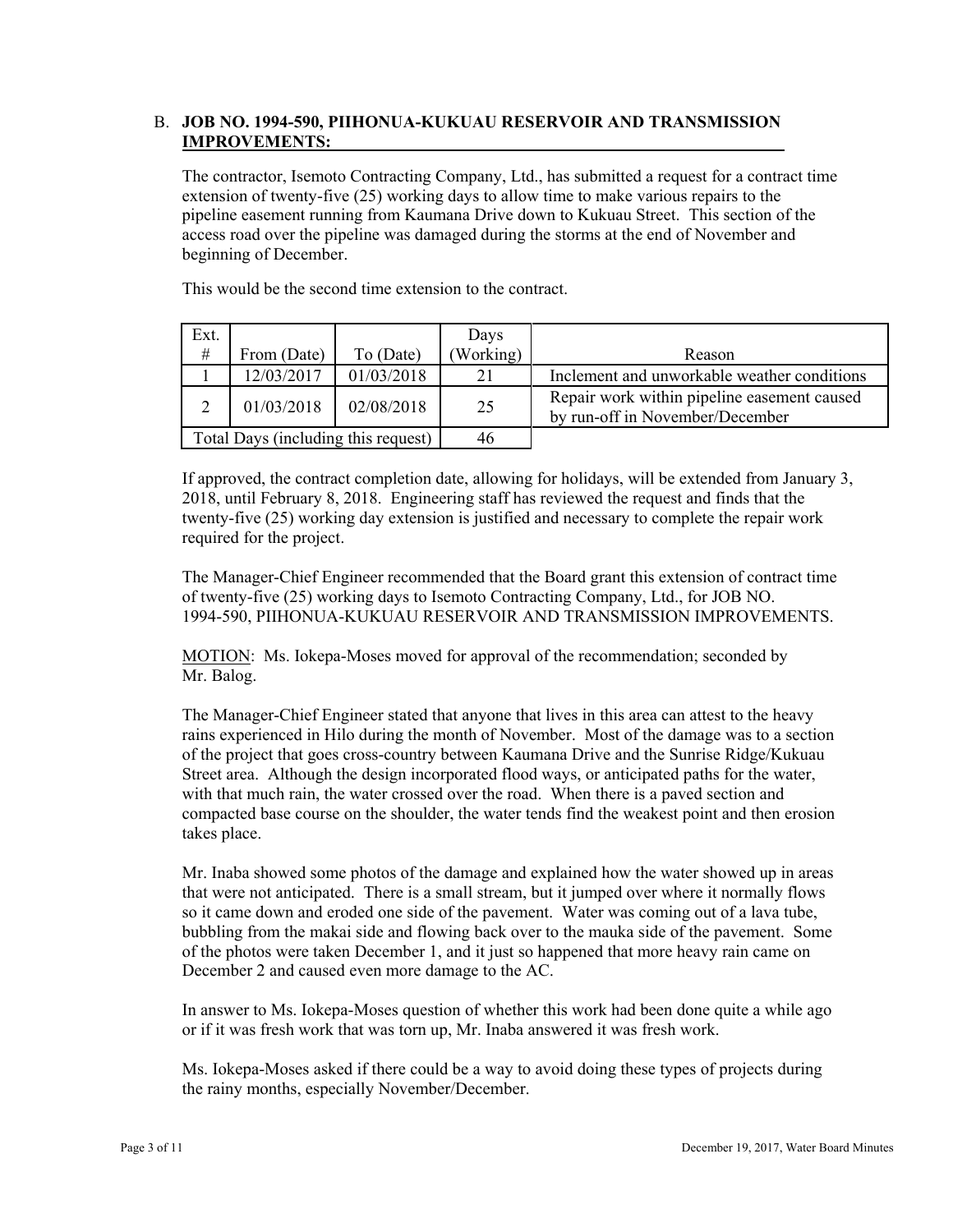B. **JOB NO. 1994-590, PIIHONUA-KUKUAU RESERVOIR AND TRANSMISSION IMPROVEMENTS:**

The contractor, Isemoto Contracting Company, Ltd., has submitted a request for a contract time extension of twenty-five (25) working days to allow time to make various repairs to the pipeline easement running from Kaumana Drive down to Kukuau Street. This section of the access road over the pipeline was damaged during the storms at the end of November and beginning of December.

This would be the second time extension to the contract.

| Ext. # | From (Date) | To (Date) | Days (Working) | Reason |
|---|---|---|---|---|
| 1 | 12/03/2017 | 01/03/2018 | 21 | Inclement and unworkable weather conditions |
| 2 | 01/03/2018 | 02/08/2018 | 25 | Repair work within pipeline easement caused by run-off in November/December |
| Total Days (including this request) | | | 46 | |

If approved, the contract completion date, allowing for holidays, will be extended from January 3, 2018, until February 8, 2018. Engineering staff has reviewed the request and finds that the twenty-five (25) working day extension is justified and necessary to complete the repair work required for the project.

The Manager-Chief Engineer recommended that the Board grant this extension of contract time of twenty-five (25) working days to Isemoto Contracting Company, Ltd., for JOB NO. 1994-590, PIIHONUA-KUKUAU RESERVOIR AND TRANSMISSION IMPROVEMENTS.

MOTION: Ms. Iokepa-Moses moved for approval of the recommendation; seconded by Mr. Balog.

The Manager-Chief Engineer stated that anyone that lives in this area can attest to the heavy rains experienced in Hilo during the month of November. Most of the damage was to a section of the project that goes cross-country between Kaumana Drive and the Sunrise Ridge/Kukuau Street area. Although the design incorporated flood ways, or anticipated paths for the water, with that much rain, the water crossed over the road. When there is a paved section and compacted base course on the shoulder, the water tends find the weakest point and then erosion takes place.

Mr. Inaba showed some photos of the damage and explained how the water showed up in areas that were not anticipated. There is a small stream, but it jumped over where it normally flows so it came down and eroded one side of the pavement. Water was coming out of a lava tube, bubbling from the makai side and flowing back over to the mauka side of the pavement. Some of the photos were taken December 1, and it just so happened that more heavy rain came on December 2 and caused even more damage to the AC.

In answer to Ms. Iokepa-Moses question of whether this work had been done quite a while ago or if it was fresh work that was torn up, Mr. Inaba answered it was fresh work.

Ms. Iokepa-Moses asked if there could be a way to avoid doing these types of projects during the rainy months, especially November/December.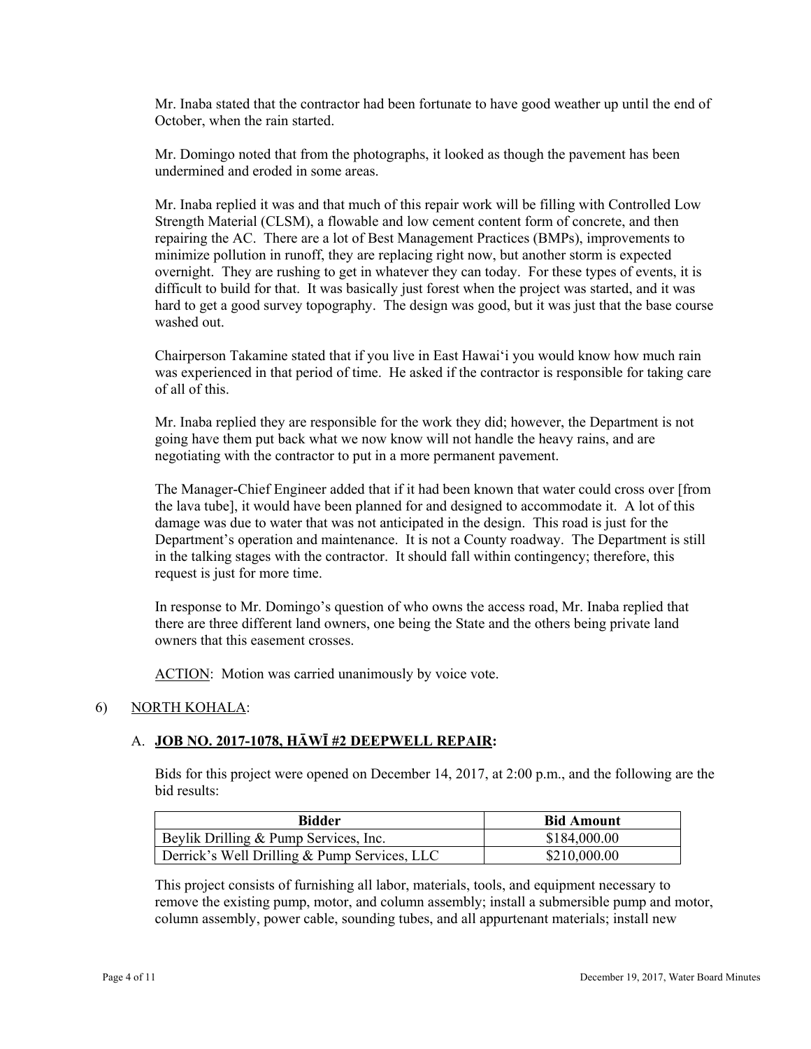Mr. Inaba stated that the contractor had been fortunate to have good weather up until the end of October, when the rain started.

Mr. Domingo noted that from the photographs, it looked as though the pavement has been undermined and eroded in some areas.

Mr. Inaba replied it was and that much of this repair work will be filling with Controlled Low Strength Material (CLSM), a flowable and low cement content form of concrete, and then repairing the AC. There are a lot of Best Management Practices (BMPs), improvements to minimize pollution in runoff, they are replacing right now, but another storm is expected overnight. They are rushing to get in whatever they can today. For these types of events, it is difficult to build for that. It was basically just forest when the project was started, and it was hard to get a good survey topography. The design was good, but it was just that the base course washed out.

Chairperson Takamine stated that if you live in East Hawai'i you would know how much rain was experienced in that period of time. He asked if the contractor is responsible for taking care of all of this.

Mr. Inaba replied they are responsible for the work they did; however, the Department is not going have them put back what we now know will not handle the heavy rains, and are negotiating with the contractor to put in a more permanent pavement.

The Manager-Chief Engineer added that if it had been known that water could cross over [from the lava tube], it would have been planned for and designed to accommodate it. A lot of this damage was due to water that was not anticipated in the design. This road is just for the Department's operation and maintenance. It is not a County roadway. The Department is still in the talking stages with the contractor. It should fall within contingency; therefore, this request is just for more time.

In response to Mr. Domingo's question of who owns the access road, Mr. Inaba replied that there are three different land owners, one being the State and the others being private land owners that this easement crosses.

<u>ACTION</u>: Motion was carried unanimously by voice vote.

6) <u>NORTH KOHALA</u>:

A. **<u>JOB NO. 2017-1078, HĀWĪ #2 DEEPWELL REPAIR</u>:**

Bids for this project were opened on December 14, 2017, at 2:00 p.m., and the following are the bid results:

| Bidder | Bid Amount |
|---|---|
| Beylik Drilling & Pump Services, Inc. | $184,000.00 |
| Derrick's Well Drilling & Pump Services, LLC | $210,000.00 |

This project consists of furnishing all labor, materials, tools, and equipment necessary to remove the existing pump, motor, and column assembly; install a submersible pump and motor, column assembly, power cable, sounding tubes, and all appurtenant materials; install new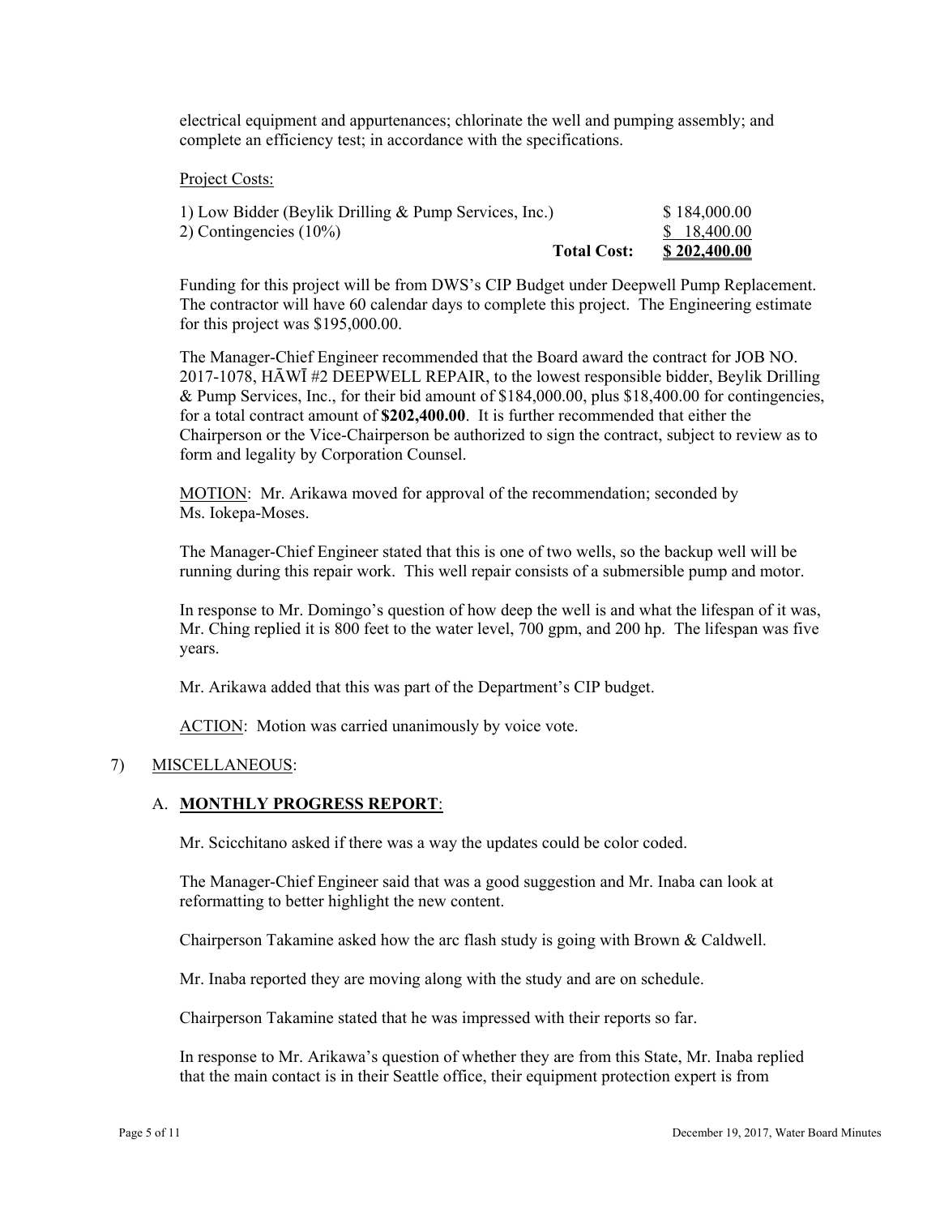electrical equipment and appurtenances; chlorinate the well and pumping assembly; and complete an efficiency test; in accordance with the specifications.

Project Costs:

| | |
|---|---|
| 1) Low Bidder (Beylik Drilling & Pump Services, Inc.) | $ 184,000.00 |
| 2) Contingencies (10%) | $ 18,400.00 |
| **Total Cost:** | **$ 202,400.00** |

Funding for this project will be from DWS's CIP Budget under Deepwell Pump Replacement. The contractor will have 60 calendar days to complete this project. The Engineering estimate for this project was $195,000.00.

The Manager-Chief Engineer recommended that the Board award the contract for JOB NO. 2017-1078, HĀWĪ #2 DEEPWELL REPAIR, to the lowest responsible bidder, Beylik Drilling & Pump Services, Inc., for their bid amount of $184,000.00, plus $18,400.00 for contingencies, for a total contract amount of **$202,400.00**. It is further recommended that either the Chairperson or the Vice-Chairperson be authorized to sign the contract, subject to review as to form and legality by Corporation Counsel.

MOTION: Mr. Arikawa moved for approval of the recommendation; seconded by Ms. Iokepa-Moses.

The Manager-Chief Engineer stated that this is one of two wells, so the backup well will be running during this repair work. This well repair consists of a submersible pump and motor.

In response to Mr. Domingo's question of how deep the well is and what the lifespan of it was, Mr. Ching replied it is 800 feet to the water level, 700 gpm, and 200 hp. The lifespan was five years.

Mr. Arikawa added that this was part of the Department's CIP budget.

ACTION: Motion was carried unanimously by voice vote.

7) MISCELLANEOUS:

A. **MONTHLY PROGRESS REPORT**:

Mr. Scicchitano asked if there was a way the updates could be color coded.

The Manager-Chief Engineer said that was a good suggestion and Mr. Inaba can look at reformatting to better highlight the new content.

Chairperson Takamine asked how the arc flash study is going with Brown & Caldwell.

Mr. Inaba reported they are moving along with the study and are on schedule.

Chairperson Takamine stated that he was impressed with their reports so far.

In response to Mr. Arikawa's question of whether they are from this State, Mr. Inaba replied that the main contact is in their Seattle office, their equipment protection expert is from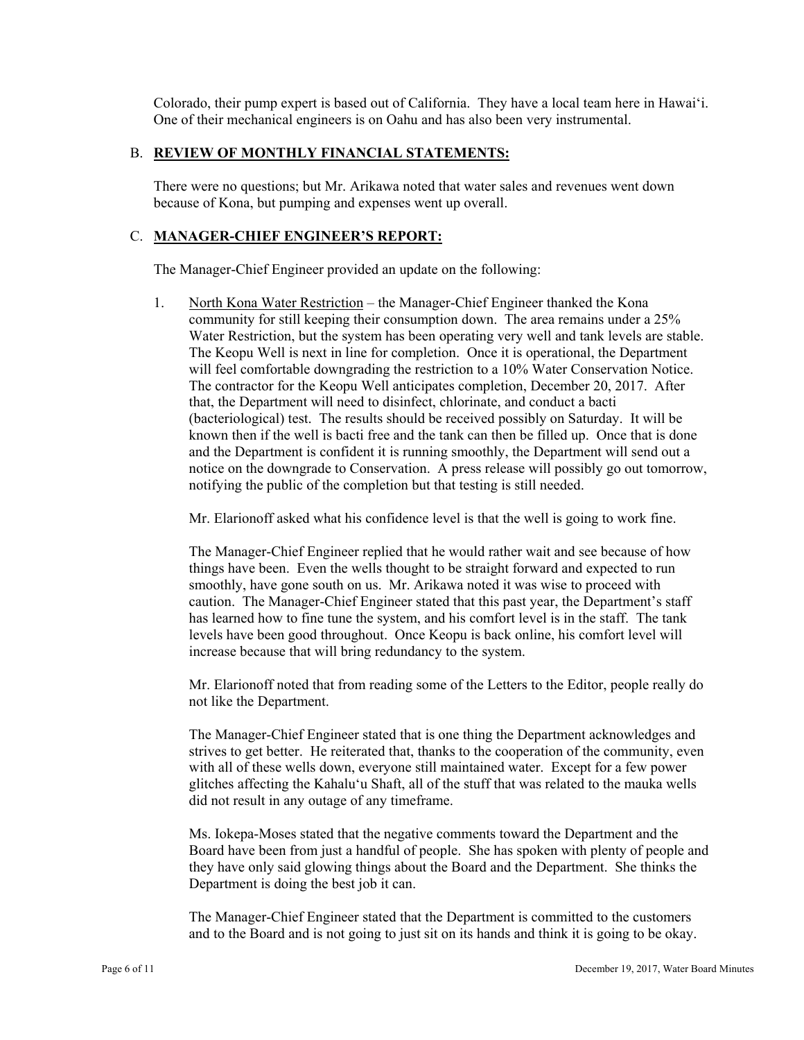Colorado, their pump expert is based out of California. They have a local team here in Hawai'i. One of their mechanical engineers is on Oahu and has also been very instrumental.

## B. **REVIEW OF MONTHLY FINANCIAL STATEMENTS:**

There were no questions; but Mr. Arikawa noted that water sales and revenues went down because of Kona, but pumping and expenses went up overall.

## C. **MANAGER-CHIEF ENGINEER'S REPORT:**

The Manager-Chief Engineer provided an update on the following:

1. North Kona Water Restriction – the Manager-Chief Engineer thanked the Kona community for still keeping their consumption down. The area remains under a 25% Water Restriction, but the system has been operating very well and tank levels are stable. The Keopu Well is next in line for completion. Once it is operational, the Department will feel comfortable downgrading the restriction to a 10% Water Conservation Notice. The contractor for the Keopu Well anticipates completion, December 20, 2017. After that, the Department will need to disinfect, chlorinate, and conduct a bacti (bacteriological) test. The results should be received possibly on Saturday. It will be known then if the well is bacti free and the tank can then be filled up. Once that is done and the Department is confident it is running smoothly, the Department will send out a notice on the downgrade to Conservation. A press release will possibly go out tomorrow, notifying the public of the completion but that testing is still needed.

   Mr. Elarionoff asked what his confidence level is that the well is going to work fine.

   The Manager-Chief Engineer replied that he would rather wait and see because of how things have been. Even the wells thought to be straight forward and expected to run smoothly, have gone south on us. Mr. Arikawa noted it was wise to proceed with caution. The Manager-Chief Engineer stated that this past year, the Department's staff has learned how to fine tune the system, and his comfort level is in the staff. The tank levels have been good throughout. Once Keopu is back online, his comfort level will increase because that will bring redundancy to the system.

   Mr. Elarionoff noted that from reading some of the Letters to the Editor, people really do not like the Department.

   The Manager-Chief Engineer stated that is one thing the Department acknowledges and strives to get better. He reiterated that, thanks to the cooperation of the community, even with all of these wells down, everyone still maintained water. Except for a few power glitches affecting the Kahalu'u Shaft, all of the stuff that was related to the mauka wells did not result in any outage of any timeframe.

   Ms. Iokepa-Moses stated that the negative comments toward the Department and the Board have been from just a handful of people. She has spoken with plenty of people and they have only said glowing things about the Board and the Department. She thinks the Department is doing the best job it can.

   The Manager-Chief Engineer stated that the Department is committed to the customers and to the Board and is not going to just sit on its hands and think it is going to be okay.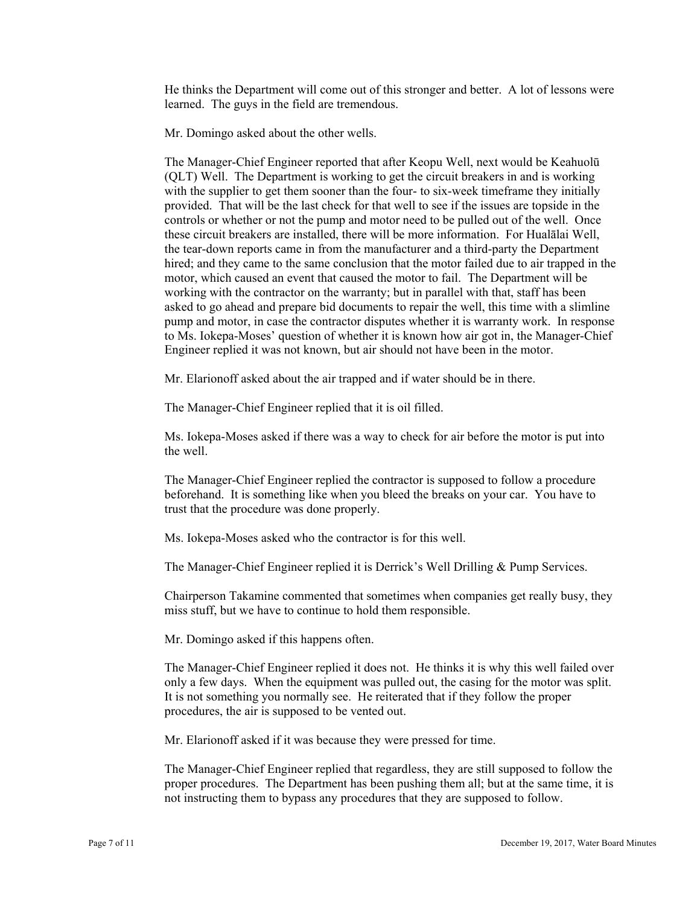He thinks the Department will come out of this stronger and better. A lot of lessons were learned. The guys in the field are tremendous.

Mr. Domingo asked about the other wells.

The Manager-Chief Engineer reported that after Keopu Well, next would be Keahuolū (QLT) Well. The Department is working to get the circuit breakers in and is working with the supplier to get them sooner than the four- to six-week timeframe they initially provided. That will be the last check for that well to see if the issues are topside in the controls or whether or not the pump and motor need to be pulled out of the well. Once these circuit breakers are installed, there will be more information. For Hualālai Well, the tear-down reports came in from the manufacturer and a third-party the Department hired; and they came to the same conclusion that the motor failed due to air trapped in the motor, which caused an event that caused the motor to fail. The Department will be working with the contractor on the warranty; but in parallel with that, staff has been asked to go ahead and prepare bid documents to repair the well, this time with a slimline pump and motor, in case the contractor disputes whether it is warranty work. In response to Ms. Iokepa-Moses' question of whether it is known how air got in, the Manager-Chief Engineer replied it was not known, but air should not have been in the motor.

Mr. Elarionoff asked about the air trapped and if water should be in there.

The Manager-Chief Engineer replied that it is oil filled.

Ms. Iokepa-Moses asked if there was a way to check for air before the motor is put into the well.

The Manager-Chief Engineer replied the contractor is supposed to follow a procedure beforehand. It is something like when you bleed the breaks on your car. You have to trust that the procedure was done properly.

Ms. Iokepa-Moses asked who the contractor is for this well.

The Manager-Chief Engineer replied it is Derrick's Well Drilling & Pump Services.

Chairperson Takamine commented that sometimes when companies get really busy, they miss stuff, but we have to continue to hold them responsible.

Mr. Domingo asked if this happens often.

The Manager-Chief Engineer replied it does not. He thinks it is why this well failed over only a few days. When the equipment was pulled out, the casing for the motor was split. It is not something you normally see. He reiterated that if they follow the proper procedures, the air is supposed to be vented out.

Mr. Elarionoff asked if it was because they were pressed for time.

The Manager-Chief Engineer replied that regardless, they are still supposed to follow the proper procedures. The Department has been pushing them all; but at the same time, it is not instructing them to bypass any procedures that they are supposed to follow.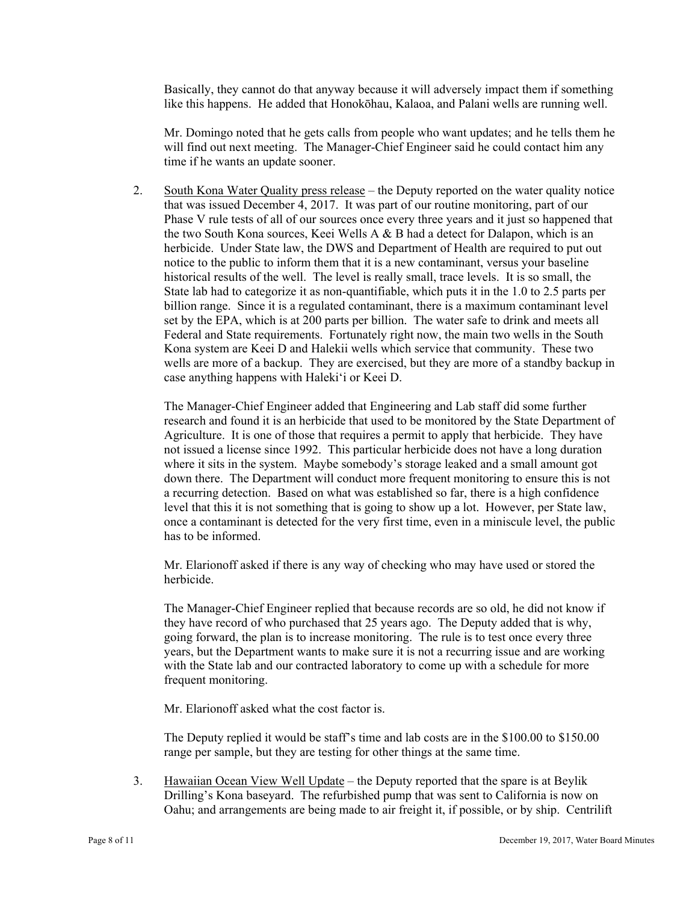Basically, they cannot do that anyway because it will adversely impact them if something like this happens. He added that Honokōhau, Kalaoa, and Palani wells are running well.

Mr. Domingo noted that he gets calls from people who want updates; and he tells them he will find out next meeting. The Manager-Chief Engineer said he could contact him any time if he wants an update sooner.

2. South Kona Water Quality press release – the Deputy reported on the water quality notice that was issued December 4, 2017. It was part of our routine monitoring, part of our Phase V rule tests of all of our sources once every three years and it just so happened that the two South Kona sources, Keei Wells A & B had a detect for Dalapon, which is an herbicide. Under State law, the DWS and Department of Health are required to put out notice to the public to inform them that it is a new contaminant, versus your baseline historical results of the well. The level is really small, trace levels. It is so small, the State lab had to categorize it as non-quantifiable, which puts it in the 1.0 to 2.5 parts per billion range. Since it is a regulated contaminant, there is a maximum contaminant level set by the EPA, which is at 200 parts per billion. The water safe to drink and meets all Federal and State requirements. Fortunately right now, the main two wells in the South Kona system are Keei D and Halekii wells which service that community. These two wells are more of a backup. They are exercised, but they are more of a standby backup in case anything happens with Haleki'i or Keei D.

   The Manager-Chief Engineer added that Engineering and Lab staff did some further research and found it is an herbicide that used to be monitored by the State Department of Agriculture. It is one of those that requires a permit to apply that herbicide. They have not issued a license since 1992. This particular herbicide does not have a long duration where it sits in the system. Maybe somebody's storage leaked and a small amount got down there. The Department will conduct more frequent monitoring to ensure this is not a recurring detection. Based on what was established so far, there is a high confidence level that this it is not something that is going to show up a lot. However, per State law, once a contaminant is detected for the very first time, even in a miniscule level, the public has to be informed.

   Mr. Elarionoff asked if there is any way of checking who may have used or stored the herbicide.

   The Manager-Chief Engineer replied that because records are so old, he did not know if they have record of who purchased that 25 years ago. The Deputy added that is why, going forward, the plan is to increase monitoring. The rule is to test once every three years, but the Department wants to make sure it is not a recurring issue and are working with the State lab and our contracted laboratory to come up with a schedule for more frequent monitoring.

   Mr. Elarionoff asked what the cost factor is.

   The Deputy replied it would be staff's time and lab costs are in the $100.00 to $150.00 range per sample, but they are testing for other things at the same time.

3. Hawaiian Ocean View Well Update – the Deputy reported that the spare is at Beylik Drilling's Kona baseyard. The refurbished pump that was sent to California is now on Oahu; and arrangements are being made to air freight it, if possible, or by ship. Centrilift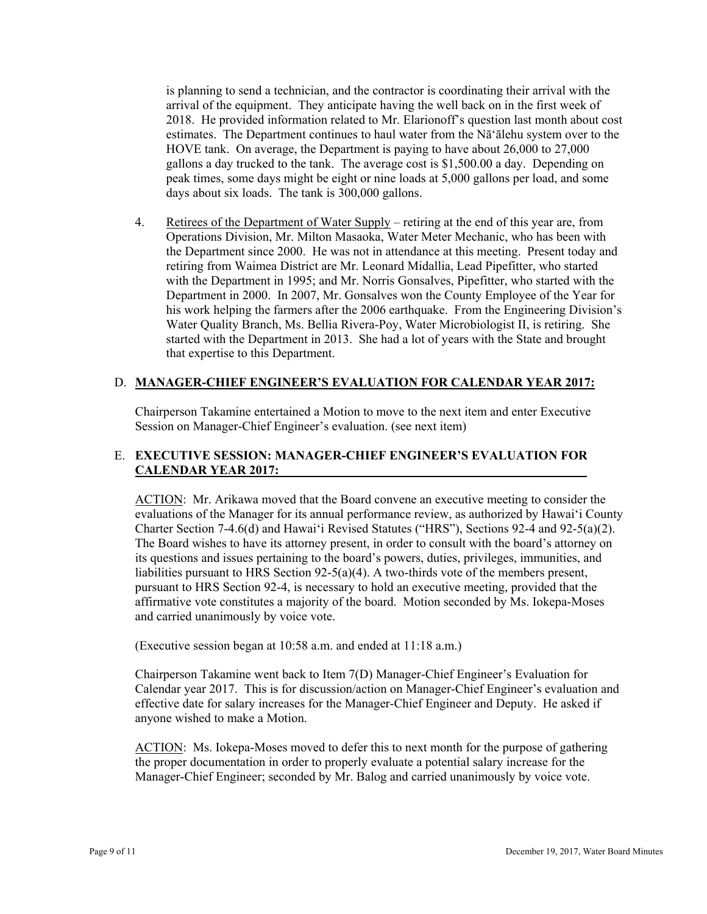is planning to send a technician, and the contractor is coordinating their arrival with the arrival of the equipment. They anticipate having the well back on in the first week of 2018. He provided information related to Mr. Elarionoff's question last month about cost estimates. The Department continues to haul water from the Nāʻālehu system over to the HOVE tank. On average, the Department is paying to have about 26,000 to 27,000 gallons a day trucked to the tank. The average cost is $1,500.00 a day. Depending on peak times, some days might be eight or nine loads at 5,000 gallons per load, and some days about six loads. The tank is 300,000 gallons.

4. Retirees of the Department of Water Supply – retiring at the end of this year are, from Operations Division, Mr. Milton Masaoka, Water Meter Mechanic, who has been with the Department since 2000. He was not in attendance at this meeting. Present today and retiring from Waimea District are Mr. Leonard Midallia, Lead Pipefitter, who started with the Department in 1995; and Mr. Norris Gonsalves, Pipefitter, who started with the Department in 2000. In 2007, Mr. Gonsalves won the County Employee of the Year for his work helping the farmers after the 2006 earthquake. From the Engineering Division's Water Quality Branch, Ms. Bellia Rivera-Poy, Water Microbiologist II, is retiring. She started with the Department in 2013. She had a lot of years with the State and brought that expertise to this Department.

## D. **MANAGER-CHIEF ENGINEER'S EVALUATION FOR CALENDAR YEAR 2017:**

Chairperson Takamine entertained a Motion to move to the next item and enter Executive Session on Manager-Chief Engineer's evaluation. (see next item)

## E. **EXECUTIVE SESSION: MANAGER-CHIEF ENGINEER'S EVALUATION FOR CALENDAR YEAR 2017:**

ACTION: Mr. Arikawa moved that the Board convene an executive meeting to consider the evaluations of the Manager for its annual performance review, as authorized by Hawaiʻi County Charter Section 7-4.6(d) and Hawaiʻi Revised Statutes ("HRS"), Sections 92-4 and 92-5(a)(2). The Board wishes to have its attorney present, in order to consult with the board's attorney on its questions and issues pertaining to the board's powers, duties, privileges, immunities, and liabilities pursuant to HRS Section 92-5(a)(4). A two-thirds vote of the members present, pursuant to HRS Section 92-4, is necessary to hold an executive meeting, provided that the affirmative vote constitutes a majority of the board. Motion seconded by Ms. Iokepa-Moses and carried unanimously by voice vote.

(Executive session began at 10:58 a.m. and ended at 11:18 a.m.)

Chairperson Takamine went back to Item 7(D) Manager-Chief Engineer's Evaluation for Calendar year 2017. This is for discussion/action on Manager-Chief Engineer's evaluation and effective date for salary increases for the Manager-Chief Engineer and Deputy. He asked if anyone wished to make a Motion.

ACTION: Ms. Iokepa-Moses moved to defer this to next month for the purpose of gathering the proper documentation in order to properly evaluate a potential salary increase for the Manager-Chief Engineer; seconded by Mr. Balog and carried unanimously by voice vote.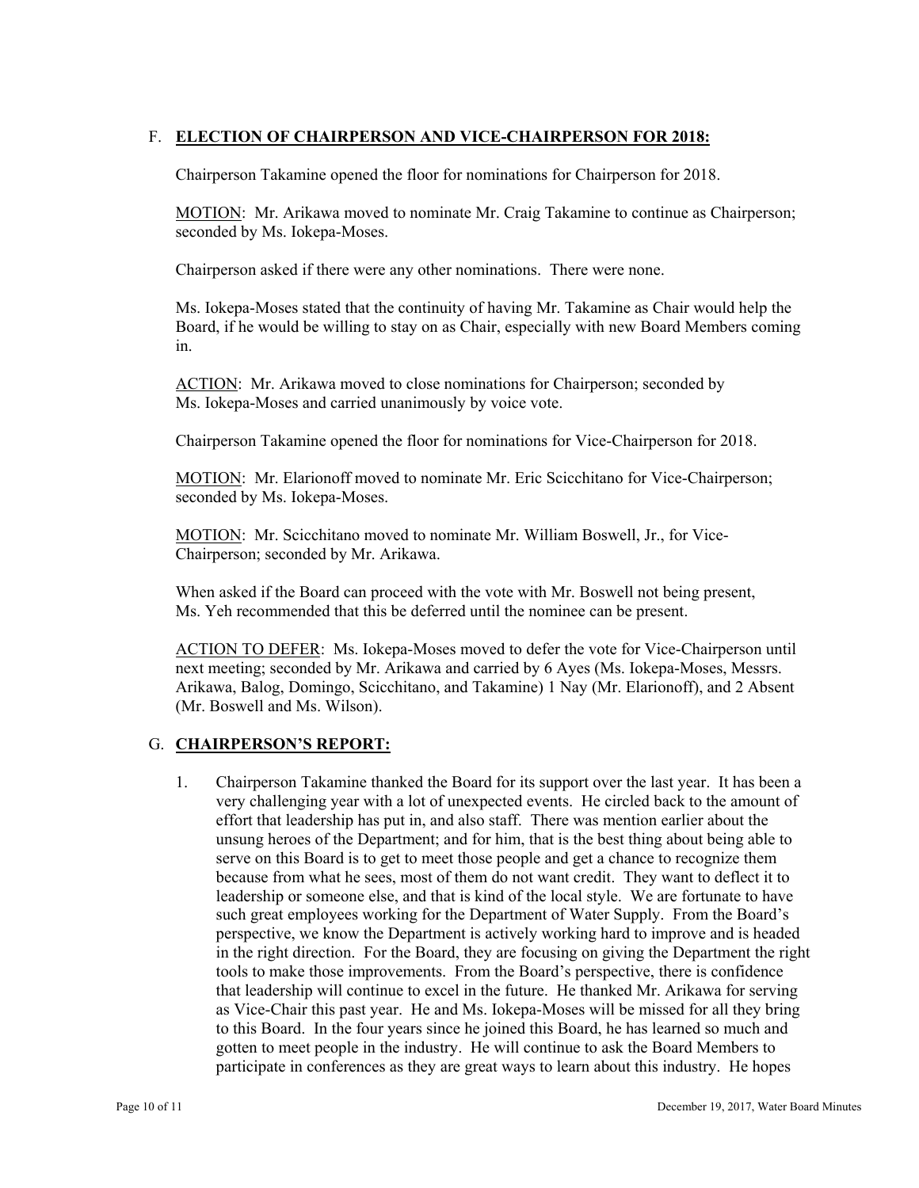F. **ELECTION OF CHAIRPERSON AND VICE-CHAIRPERSON FOR 2018:**

Chairperson Takamine opened the floor for nominations for Chairperson for 2018.

MOTION: Mr. Arikawa moved to nominate Mr. Craig Takamine to continue as Chairperson; seconded by Ms. Iokepa-Moses.

Chairperson asked if there were any other nominations. There were none.

Ms. Iokepa-Moses stated that the continuity of having Mr. Takamine as Chair would help the Board, if he would be willing to stay on as Chair, especially with new Board Members coming in.

ACTION: Mr. Arikawa moved to close nominations for Chairperson; seconded by Ms. Iokepa-Moses and carried unanimously by voice vote.

Chairperson Takamine opened the floor for nominations for Vice-Chairperson for 2018.

MOTION: Mr. Elarionoff moved to nominate Mr. Eric Scicchitano for Vice-Chairperson; seconded by Ms. Iokepa-Moses.

MOTION: Mr. Scicchitano moved to nominate Mr. William Boswell, Jr., for Vice-Chairperson; seconded by Mr. Arikawa.

When asked if the Board can proceed with the vote with Mr. Boswell not being present, Ms. Yeh recommended that this be deferred until the nominee can be present.

ACTION TO DEFER: Ms. Iokepa-Moses moved to defer the vote for Vice-Chairperson until next meeting; seconded by Mr. Arikawa and carried by 6 Ayes (Ms. Iokepa-Moses, Messrs. Arikawa, Balog, Domingo, Scicchitano, and Takamine) 1 Nay (Mr. Elarionoff), and 2 Absent (Mr. Boswell and Ms. Wilson).

G. **CHAIRPERSON'S REPORT:**

1. Chairperson Takamine thanked the Board for its support over the last year. It has been a very challenging year with a lot of unexpected events. He circled back to the amount of effort that leadership has put in, and also staff. There was mention earlier about the unsung heroes of the Department; and for him, that is the best thing about being able to serve on this Board is to get to meet those people and get a chance to recognize them because from what he sees, most of them do not want credit. They want to deflect it to leadership or someone else, and that is kind of the local style. We are fortunate to have such great employees working for the Department of Water Supply. From the Board's perspective, we know the Department is actively working hard to improve and is headed in the right direction. For the Board, they are focusing on giving the Department the right tools to make those improvements. From the Board's perspective, there is confidence that leadership will continue to excel in the future. He thanked Mr. Arikawa for serving as Vice-Chair this past year. He and Ms. Iokepa-Moses will be missed for all they bring to this Board. In the four years since he joined this Board, he has learned so much and gotten to meet people in the industry. He will continue to ask the Board Members to participate in conferences as they are great ways to learn about this industry. He hopes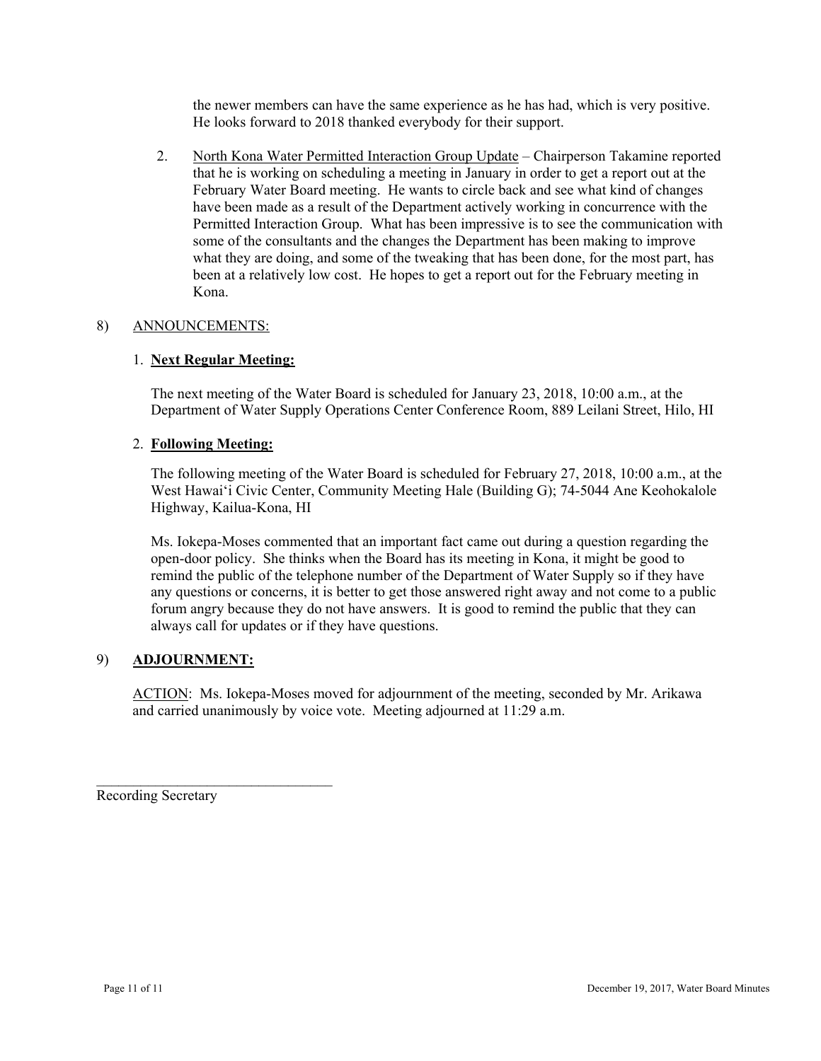the newer members can have the same experience as he has had, which is very positive. He looks forward to 2018 thanked everybody for their support.

2. North Kona Water Permitted Interaction Group Update – Chairperson Takamine reported that he is working on scheduling a meeting in January in order to get a report out at the February Water Board meeting. He wants to circle back and see what kind of changes have been made as a result of the Department actively working in concurrence with the Permitted Interaction Group. What has been impressive is to see the communication with some of the consultants and the changes the Department has been making to improve what they are doing, and some of the tweaking that has been done, for the most part, has been at a relatively low cost. He hopes to get a report out for the February meeting in Kona.

8) ANNOUNCEMENTS:

1. **Next Regular Meeting:**

The next meeting of the Water Board is scheduled for January 23, 2018, 10:00 a.m., at the Department of Water Supply Operations Center Conference Room, 889 Leilani Street, Hilo, HI

2. **Following Meeting:**

The following meeting of the Water Board is scheduled for February 27, 2018, 10:00 a.m., at the West Hawaiʻi Civic Center, Community Meeting Hale (Building G); 74-5044 Ane Keohokalole Highway, Kailua-Kona, HI

Ms. Iokepa-Moses commented that an important fact came out during a question regarding the open-door policy. She thinks when the Board has its meeting in Kona, it might be good to remind the public of the telephone number of the Department of Water Supply so if they have any questions or concerns, it is better to get those answered right away and not come to a public forum angry because they do not have answers. It is good to remind the public that they can always call for updates or if they have questions.

9) **ADJOURNMENT:**

ACTION: Ms. Iokepa-Moses moved for adjournment of the meeting, seconded by Mr. Arikawa and carried unanimously by voice vote. Meeting adjourned at 11:29 a.m.

\_\_\_\_\_\_\_\_\_\_\_\_\_\_\_\_\_\_\_\_\_\_\_\_\_\_\_\_\_\_\_\_

Recording Secretary